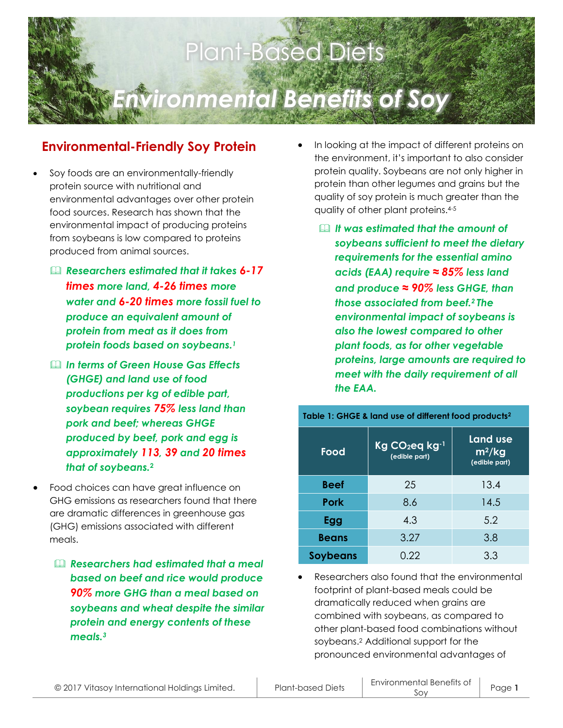# Plant-Based Diets

# *Environmental Benefits of Soy*

## Environmental-Friendly Soy Protein

- Soy foods are an environmentally-friendly protein source with nutritional and environmental advantages over other protein food sources. Research has shown that the environmental impact of producing proteins from soybeans is low compared to proteins produced from animal sources.

  - ***Researchers estimated that it takes 6-17 times more land, 4-26 times more water and 6-20 times more fossil fuel to produce an equivalent amount of protein from meat as it does from protein foods based on soybeans.[1]***

  - ***In terms of Green House Gas Effects (GHGE) and land use of food productions per kg of edible part, soybean requires 75% less land than pork and beef; whereas GHGE produced by beef, pork and egg is approximately 113, 39 and 20 times that of soybeans.[2]***

- Food choices can have great influence on GHG emissions as researchers found that there are dramatic differences in greenhouse gas (GHG) emissions associated with different meals.

  - ***Researchers had estimated that a meal based on beef and rice would produce 90% more GHG than a meal based on soybeans and wheat despite the similar protein and energy contents of these meals.[3]***

- In looking at the impact of different proteins on the environment, it's important to also consider protein quality. Soybeans are not only higher in protein than other legumes and grains but the quality of soy protein is much greater than the quality of other plant proteins.[4-5]

  - ***It was estimated that the amount of soybeans sufficient to meet the dietary requirements for the essential amino acids (EAA) require ≈ 85% less land and produce ≈ 90% less GHGE, than those associated from beef.[2] The environmental impact of soybeans is also the lowest compared to other plant foods, as for other vegetable proteins, large amounts are required to meet with the daily requirement of all the EAA.***

**Table 1: GHGE & land use of different food products[2]**

| Food | Kg $CO_2$eq $kg^{-1}$ (edible part) | Land use $m^2/kg$ (edible part) |
|---|---|---|
| **Beef** | 25 | 13.4 |
| **Pork** | 8.6 | 14.5 |
| **Egg** | 4.3 | 5.2 |
| **Beans** | 3.27 | 3.8 |
| **Soybeans** | 0.22 | 3.3 |

- Researchers also found that the environmental footprint of plant-based meals could be dramatically reduced when grains are combined with soybeans, as compared to other plant-based food combinations without soybeans.[2] Additional support for the pronounced environmental advantages of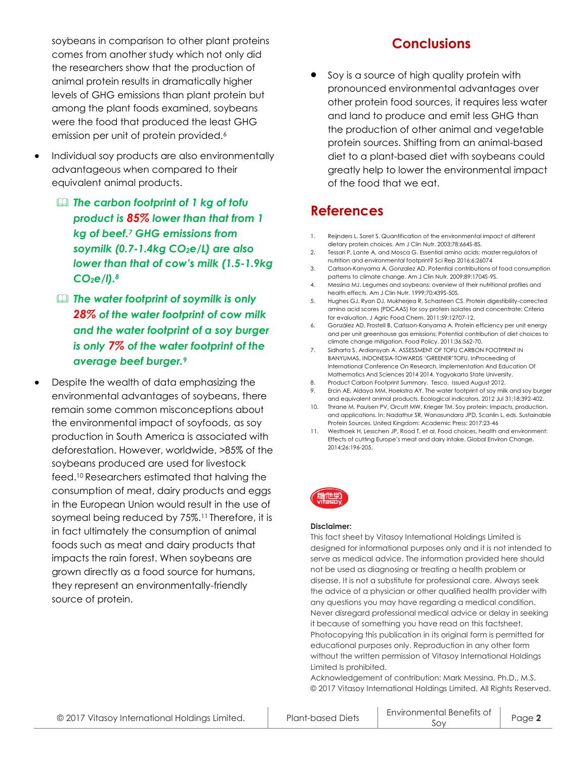soybeans in comparison to other plant proteins comes from another study which not only did the researchers show that the production of animal protein results in dramatically higher levels of GHG emissions than plant protein but among the plant foods examined, soybeans were the food that produced the least GHG emission per unit of protein provided.[6]

- Individual soy products are also environmentally advantageous when compared to their equivalent animal products.
  - ***The carbon footprint of 1 kg of tofu product is 85% lower than that from 1 kg of beef.[7] GHG emissions from soymilk (0.7-1.4kg $CO_2e/L$) are also lower than that of cow's milk (1.5-1.9kg $CO_2e/l$).[8]***
  - ***The water footprint of soymilk is only 28% of the water footprint of cow milk and the water footprint of a soy burger is only 7% of the water footprint of the average beef burger.[9]***
- Despite the wealth of data emphasizing the environmental advantages of soybeans, there remain some common misconceptions about the environmental impact of soyfoods, as soy production in South America is associated with deforestation. However, worldwide, >85% of the soybeans produced are used for livestock feed.[10] Researchers estimated that halving the consumption of meat, dairy products and eggs in the European Union would result in the use of soymeal being reduced by 75%.[11] Therefore, it is in fact ultimately the consumption of animal foods such as meat and dairy products that impacts the rain forest. When soybeans are grown directly as a food source for humans, they represent an environmentally-friendly source of protein.

## Conclusions

- Soy is a source of high quality protein with pronounced environmental advantages over other protein food sources, it requires less water and land to produce and emit less GHG than the production of other animal and vegetable protein sources. Shifting from an animal-based diet to a plant-based diet with soybeans could greatly help to lower the environmental impact of the food that we eat.

## References

1. Reijnders L, Soret S. Quantification of the environmental impact of different dietary protein choices. Am J Clin Nutr. 2003;78:664S-8S.
2. Tessari P, Lante A, and Mosca G. Essential amino acids: master regulators of nutrition and environmental footprint? Sci Rep 2016;6:26074
3. Carlsson-Kanyama A, Gonzalez AD. Potential contributions of food consumption patterns to climate change. Am J Clin Nutr. 2009;89:1704S-9S.
4. Messina MJ. Legumes and soybeans: overview of their nutritional profiles and health effects. Am J Clin Nutr. 1999;70:439S-50S.
5. Hughes GJ, Ryan DJ, Mukherjea R, Schasteen CS. Protein digestibility-corrected amino acid scores (PDCAAS) for soy protein isolates and concentrate: Criteria for evaluation. J Agric Food Chem. 2011;59:12707-12.
6. González AD, Frostell B, Carlsson-Kanyama A. Protein efficiency per unit energy and per unit greenhouse gas emissions: Potential contribution of diet choices to climate change mitigation. Food Policy. 2011;36:562-70.
7. Sidharta S, Ardiansyah A. ASSESSMENT OF TOFU CARBON FOOTPRINT IN BANYUMAS, INDONESIA-TOWARDS 'GREENER'TOFU. InProceeding of International Conference On Research, Implementation And Education Of Mathematics And Sciences 2014 2014. Yogyakarta State University.
8. Product Carbon Footprint Summary. Tesco. Issued August 2012.
9. Ercin AE, Aldaya MM, Hoekstra AY. The water footprint of soy milk and soy burger and equivalent animal products. Ecological indicators. 2012 Jul 31;18:392-402.
10. Thrane M, Paulsen PV, Orcutt MW, Krieger TM. Soy protein: Impacts, production, and applications. In: Nadathur SR, Wanasundara JPD, Scanlin L, eds. Sustainable Protein Sources. United Kingdom: Academic Press; 2017:23-46
11. Westhoek H, Lesschen JP, Rood T, et al. Food choices, health and environment: Effects of cutting Europe's meat and dairy intake. Global Environ Change. 2014;26:196-205.

**Disclaimer:**
This fact sheet by Vitasoy International Holdings Limited is designed for informational purposes only and it is not intended to serve as medical advice. The information provided here should not be used as diagnosing or treating a health problem or disease. It is not a substitute for professional care. Always seek the advice of a physician or other qualified health provider with any questions you may have regarding a medical condition. Never disregard professional medical advice or delay in seeking it because of something you have read on this factsheet. Photocopying this publication in its original form is permitted for educational purposes only. Reproduction in any other form without the written permission of Vitasoy International Holdings Limited Is prohibited.
Acknowledgement of contribution: Mark Messina, Ph.D., M.S.
© 2017 Vitasoy International Holdings Limited. All Rights Reserved.